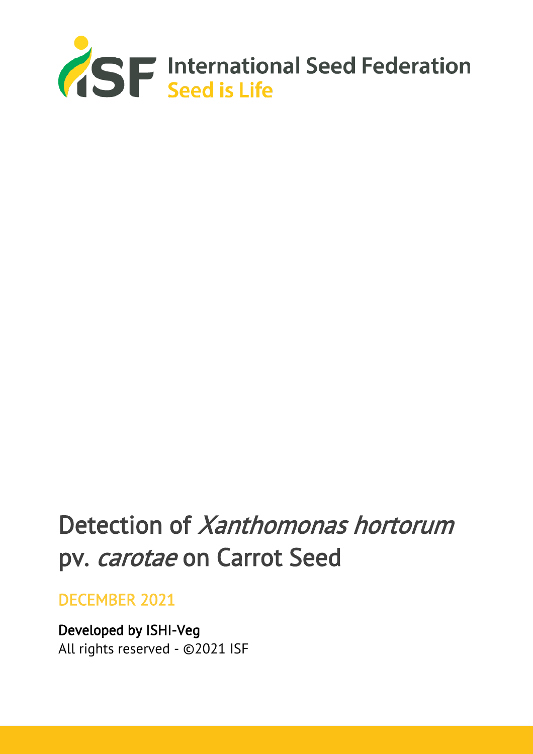International Seed Federation
Seed is Life

# Detection of *Xanthomonas hortorum* pv. *carotae* on Carrot Seed

DECEMBER 2021

Developed by ISHI-Veg
All rights reserved - ©2021 ISF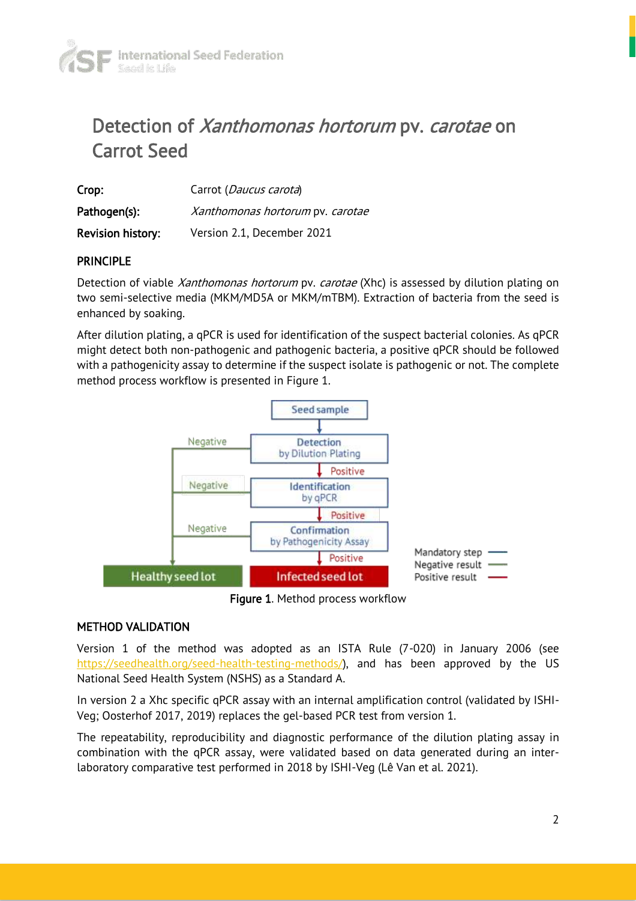# Detection of *Xanthomonas hortorum* pv. *carotae* on Carrot Seed

**Crop:** Carrot (*Daucus carota*)

**Pathogen(s):** *Xanthomonas hortorum* pv. *carotae*

**Revision history:** Version 2.1, December 2021

## PRINCIPLE

Detection of viable *Xanthomonas hortorum* pv. *carotae* (Xhc) is assessed by dilution plating on two semi-selective media (MKM/MD5A or MKM/mTBM). Extraction of bacteria from the seed is enhanced by soaking.

After dilution plating, a qPCR is used for identification of the suspect bacterial colonies. As qPCR might detect both non-pathogenic and pathogenic bacteria, a positive qPCR should be followed with a pathogenicity assay to determine if the suspect isolate is pathogenic or not. The complete method process workflow is presented in Figure 1.

Seed sample → Detection by Dilution Plating → (Positive) → Identification by qPCR → (Positive) → Confirmation by Pathogenicity Assay → (Positive) → Infected seed lot

Negative (at any step) → Healthy seed lot

Mandatory step / Negative result / Positive result

**Figure 1**. Method process workflow

## METHOD VALIDATION

Version 1 of the method was adopted as an ISTA Rule (7-020) in January 2006 (see https://seedhealth.org/seed-health-testing-methods/), and has been approved by the US National Seed Health System (NSHS) as a Standard A.

In version 2 a Xhc specific qPCR assay with an internal amplification control (validated by ISHI-Veg; Oosterhof 2017, 2019) replaces the gel-based PCR test from version 1.

The repeatability, reproducibility and diagnostic performance of the dilution plating assay in combination with the qPCR assay, were validated based on data generated during an inter-laboratory comparative test performed in 2018 by ISHI-Veg (Lê Van et al. 2021).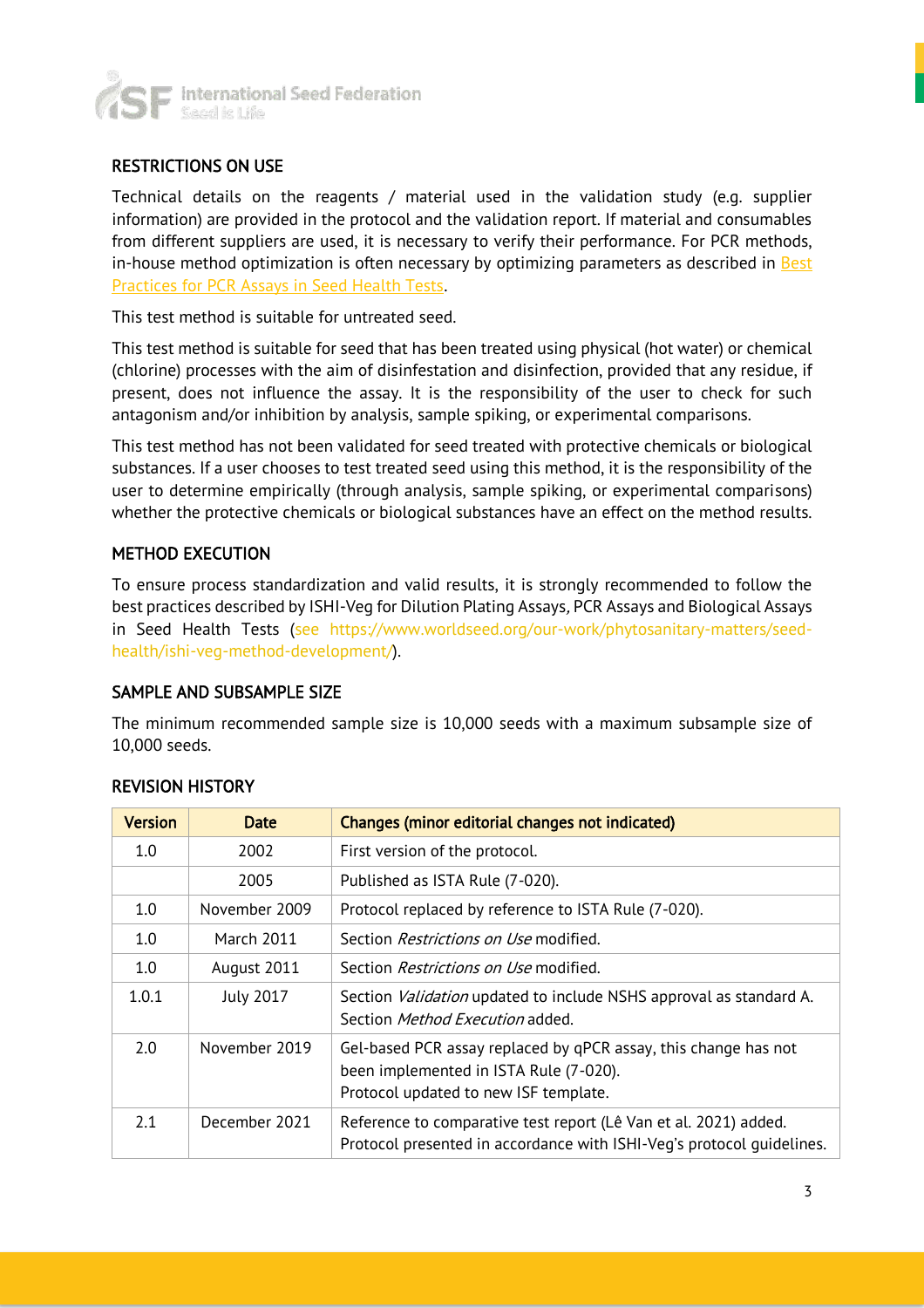## RESTRICTIONS ON USE

Technical details on the reagents / material used in the validation study (e.g. supplier information) are provided in the protocol and the validation report. If material and consumables from different suppliers are used, it is necessary to verify their performance. For PCR methods, in-house method optimization is often necessary by optimizing parameters as described in [Best Practices for PCR Assays in Seed Health Tests](#).

This test method is suitable for untreated seed.

This test method is suitable for seed that has been treated using physical (hot water) or chemical (chlorine) processes with the aim of disinfestation and disinfection, provided that any residue, if present, does not influence the assay. It is the responsibility of the user to check for such antagonism and/or inhibition by analysis, sample spiking, or experimental comparisons.

This test method has not been validated for seed treated with protective chemicals or biological substances. If a user chooses to test treated seed using this method, it is the responsibility of the user to determine empirically (through analysis, sample spiking, or experimental comparisons) whether the protective chemicals or biological substances have an effect on the method results.

## METHOD EXECUTION

To ensure process standardization and valid results, it is strongly recommended to follow the best practices described by ISHI-Veg for Dilution Plating Assays, PCR Assays and Biological Assays in Seed Health Tests (see https://www.worldseed.org/our-work/phytosanitary-matters/seed-health/ishi-veg-method-development/).

## SAMPLE AND SUBSAMPLE SIZE

The minimum recommended sample size is 10,000 seeds with a maximum subsample size of 10,000 seeds.

## REVISION HISTORY

| Version | Date | Changes (minor editorial changes not indicated) |
|---|---|---|
| 1.0 | 2002 | First version of the protocol. |
| | 2005 | Published as ISTA Rule (7-020). |
| 1.0 | November 2009 | Protocol replaced by reference to ISTA Rule (7-020). |
| 1.0 | March 2011 | Section *Restrictions on Use* modified. |
| 1.0 | August 2011 | Section *Restrictions on Use* modified. |
| 1.0.1 | July 2017 | Section *Validation* updated to include NSHS approval as standard A.<br>Section *Method Execution* added. |
| 2.0 | November 2019 | Gel-based PCR assay replaced by qPCR assay, this change has not been implemented in ISTA Rule (7-020).<br>Protocol updated to new ISF template. |
| 2.1 | December 2021 | Reference to comparative test report (Lê Van et al. 2021) added.<br>Protocol presented in accordance with ISHI-Veg's protocol guidelines. |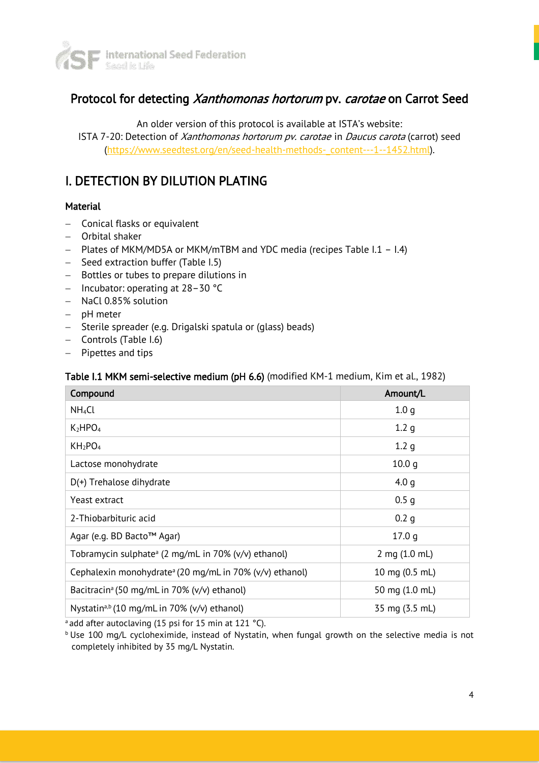# Protocol for detecting *Xanthomonas hortorum* pv. *carotae* on Carrot Seed

An older version of this protocol is available at ISTA's website:
ISTA 7-20: Detection of *Xanthomonas hortorum pv. carotae* in *Daucus carota* (carrot) seed
(https://www.seedtest.org/en/seed-health-methods-_content---1--1452.html).

## I. DETECTION BY DILUTION PLATING

### Material

- Conical flasks or equivalent
- Orbital shaker
- Plates of MKM/MD5A or MKM/mTBM and YDC media (recipes Table I.1 – I.4)
- Seed extraction buffer (Table I.5)
- Bottles or tubes to prepare dilutions in
- Incubator: operating at 28–30 °C
- NaCl 0.85% solution
- pH meter
- Sterile spreader (e.g. Drigalski spatula or (glass) beads)
- Controls (Table I.6)
- Pipettes and tips

**Table I.1 MKM semi-selective medium (pH 6.6)** (modified KM-1 medium, Kim et al., 1982)

| Compound | Amount/L |
|---|---|
| $NH_4Cl$ | 1.0 g |
| $K_2HPO_4$ | 1.2 g |
| $KH_2PO_4$ | 1.2 g |
| Lactose monohydrate | 10.0 g |
| D(+) Trehalose dihydrate | 4.0 g |
| Yeast extract | 0.5 g |
| 2-Thiobarbituric acid | 0.2 g |
| Agar (e.g. BD Bacto™ Agar) | 17.0 g |
| Tobramycin sulphate[a] (2 mg/mL in 70% (v/v) ethanol) | 2 mg (1.0 mL) |
| Cephalexin monohydrate[a] (20 mg/mL in 70% (v/v) ethanol) | 10 mg (0.5 mL) |
| Bacitracin[a] (50 mg/mL in 70% (v/v) ethanol) | 50 mg (1.0 mL) |
| Nystatin[a,b] (10 mg/mL in 70% (v/v) ethanol) | 35 mg (3.5 mL) |

[a] add after autoclaving (15 psi for 15 min at 121 °C).

[b] Use 100 mg/L cycloheximide, instead of Nystatin, when fungal growth on the selective media is not completely inhibited by 35 mg/L Nystatin.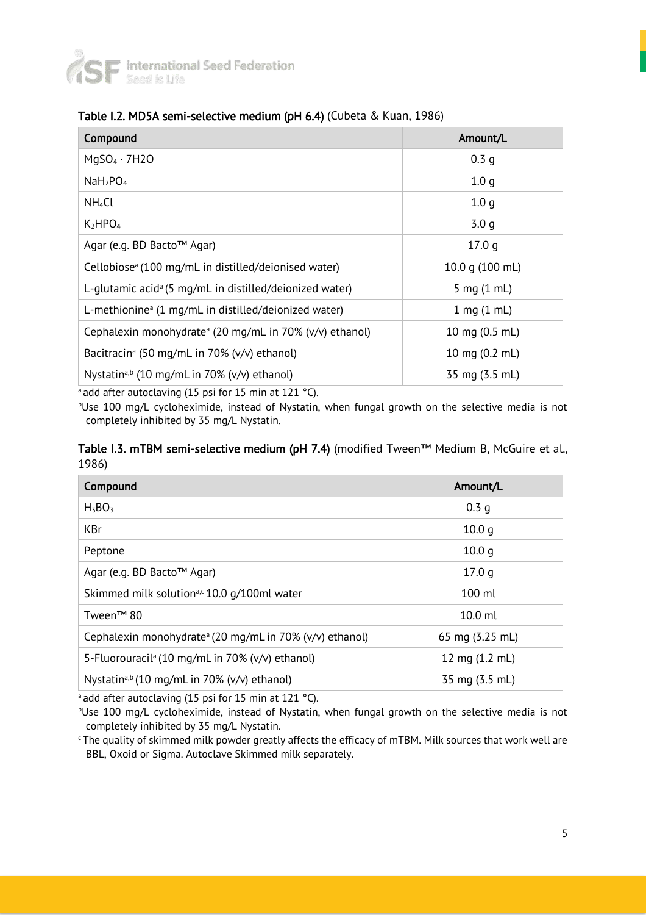**Table I.2. MD5A semi-selective medium (pH 6.4)** (Cubeta & Kuan, 1986)

| Compound | Amount/L |
|---|---|
| $MgSO_4 \cdot 7H_2O$ | 0.3 g |
| $NaH_2PO_4$ | 1.0 g |
| $NH_4Cl$ | 1.0 g |
| $K_2HPO_4$ | 3.0 g |
| Agar (e.g. BD Bacto™ Agar) | 17.0 g |
| Cellobiose[a] (100 mg/mL in distilled/deionised water) | 10.0 g (100 mL) |
| L-glutamic acid[a] (5 mg/mL in distilled/deionized water) | 5 mg (1 mL) |
| L-methionine[a] (1 mg/mL in distilled/deionized water) | 1 mg (1 mL) |
| Cephalexin monohydrate[a] (20 mg/mL in 70% (v/v) ethanol) | 10 mg (0.5 mL) |
| Bacitracin[a] (50 mg/mL in 70% (v/v) ethanol) | 10 mg (0.2 mL) |
| Nystatin[a,b] (10 mg/mL in 70% (v/v) ethanol) | 35 mg (3.5 mL) |

[a] add after autoclaving (15 psi for 15 min at 121 °C).

[b] Use 100 mg/L cycloheximide, instead of Nystatin, when fungal growth on the selective media is not completely inhibited by 35 mg/L Nystatin.

**Table I.3. mTBM semi-selective medium (pH 7.4)** (modified Tween™ Medium B, McGuire et al., 1986)

| Compound | Amount/L |
|---|---|
| $H_3BO_3$ | 0.3 g |
| KBr | 10.0 g |
| Peptone | 10.0 g |
| Agar (e.g. BD Bacto™ Agar) | 17.0 g |
| Skimmed milk solution[a,c] 10.0 g/100ml water | 100 ml |
| Tween™ 80 | 10.0 ml |
| Cephalexin monohydrate[a] (20 mg/mL in 70% (v/v) ethanol) | 65 mg (3.25 mL) |
| 5-Fluorouracil[a] (10 mg/mL in 70% (v/v) ethanol) | 12 mg (1.2 mL) |
| Nystatin[a,b] (10 mg/mL in 70% (v/v) ethanol) | 35 mg (3.5 mL) |

[a] add after autoclaving (15 psi for 15 min at 121 °C).

[b] Use 100 mg/L cycloheximide, instead of Nystatin, when fungal growth on the selective media is not completely inhibited by 35 mg/L Nystatin.

[c] The quality of skimmed milk powder greatly affects the efficacy of mTBM. Milk sources that work well are BBL, Oxoid or Sigma. Autoclave Skimmed milk separately.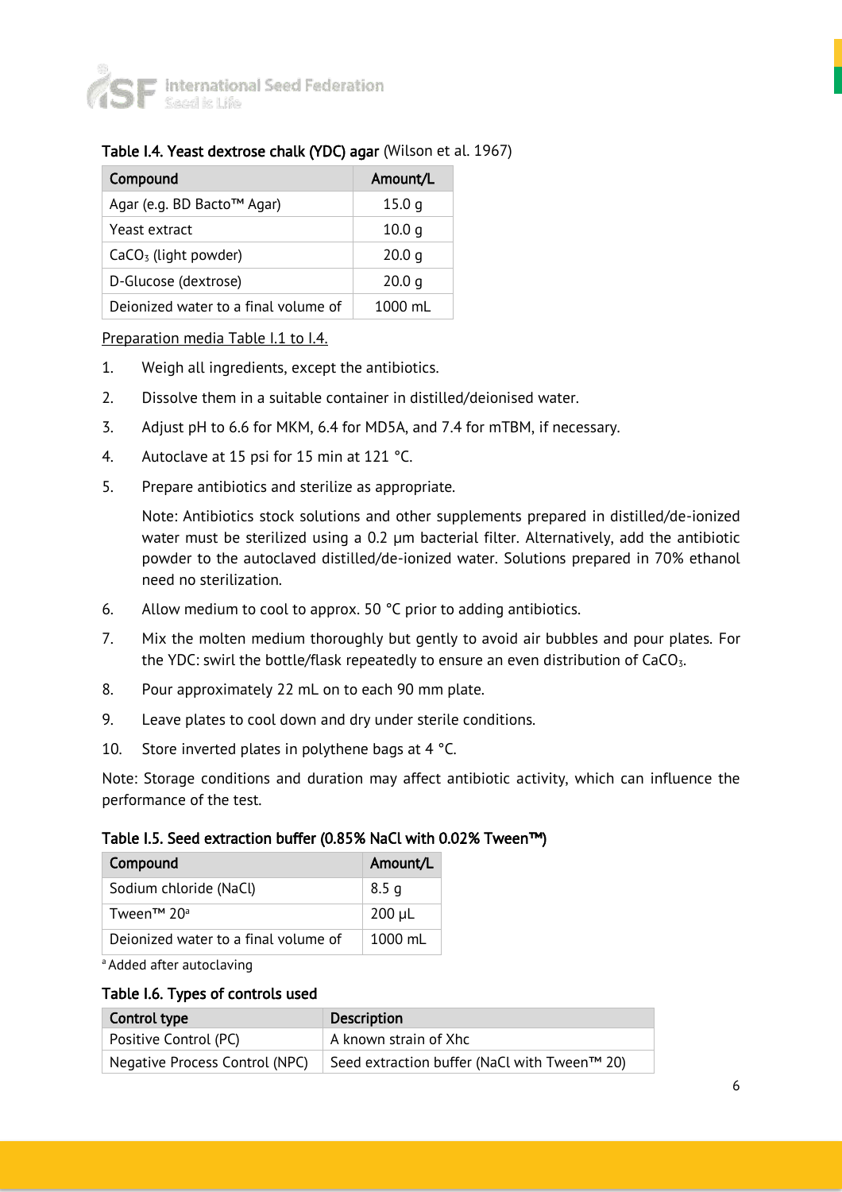**Table I.4. Yeast dextrose chalk (YDC) agar** (Wilson et al. 1967)

| Compound | Amount/L |
|---|---|
| Agar (e.g. BD Bacto™ Agar) | 15.0 g |
| Yeast extract | 10.0 g |
| $CaCO_3$ (light powder) | 20.0 g |
| D-Glucose (dextrose) | 20.0 g |
| Deionized water to a final volume of | 1000 mL |

Preparation media Table I.1 to I.4.

1. Weigh all ingredients, except the antibiotics.
2. Dissolve them in a suitable container in distilled/deionised water.
3. Adjust pH to 6.6 for MKM, 6.4 for MD5A, and 7.4 for mTBM, if necessary.
4. Autoclave at 15 psi for 15 min at 121 °C.
5. Prepare antibiotics and sterilize as appropriate.

   Note: Antibiotics stock solutions and other supplements prepared in distilled/de-ionized water must be sterilized using a 0.2 µm bacterial filter. Alternatively, add the antibiotic powder to the autoclaved distilled/de-ionized water. Solutions prepared in 70% ethanol need no sterilization.
6. Allow medium to cool to approx. 50 °C prior to adding antibiotics.
7. Mix the molten medium thoroughly but gently to avoid air bubbles and pour plates. For the YDC: swirl the bottle/flask repeatedly to ensure an even distribution of $CaCO_3$.
8. Pour approximately 22 mL on to each 90 mm plate.
9. Leave plates to cool down and dry under sterile conditions.
10. Store inverted plates in polythene bags at 4 °C.

Note: Storage conditions and duration may affect antibiotic activity, which can influence the performance of the test.

**Table I.5. Seed extraction buffer (0.85% NaCl with 0.02% Tween™)**

| Compound | Amount/L |
|---|---|
| Sodium chloride (NaCl) | 8.5 g |
| Tween™ 20[a] | 200 µL |
| Deionized water to a final volume of | 1000 mL |

[a] Added after autoclaving

**Table I.6. Types of controls used**

| Control type | Description |
|---|---|
| Positive Control (PC) | A known strain of Xhc |
| Negative Process Control (NPC) | Seed extraction buffer (NaCl with Tween™ 20) |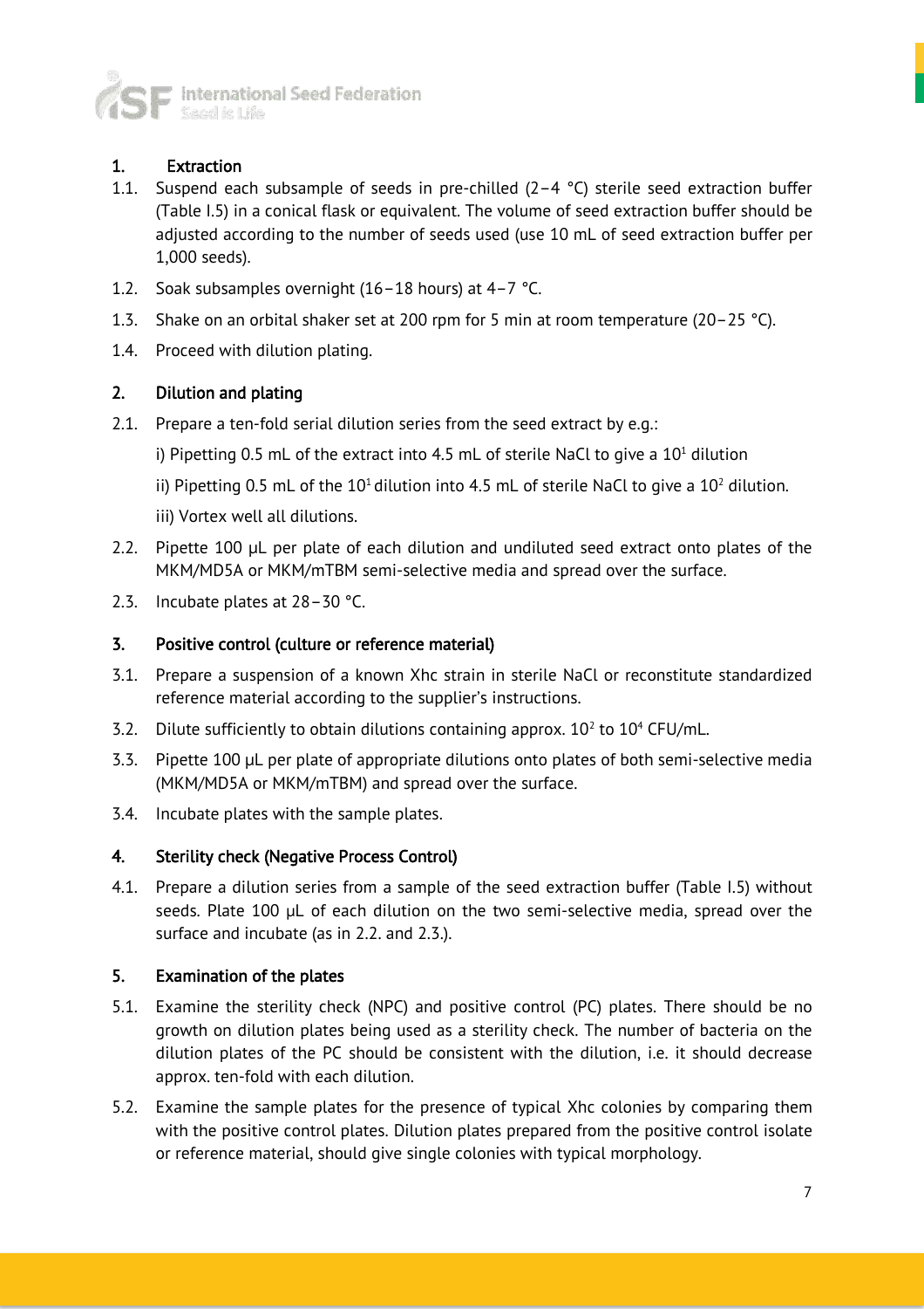## 1. Extraction

1.1. Suspend each subsample of seeds in pre-chilled (2–4 °C) sterile seed extraction buffer (Table I.5) in a conical flask or equivalent. The volume of seed extraction buffer should be adjusted according to the number of seeds used (use 10 mL of seed extraction buffer per 1,000 seeds).

1.2. Soak subsamples overnight (16–18 hours) at 4–7 °C.

1.3. Shake on an orbital shaker set at 200 rpm for 5 min at room temperature (20–25 °C).

1.4. Proceed with dilution plating.

## 2. Dilution and plating

2.1. Prepare a ten-fold serial dilution series from the seed extract by e.g.:

i) Pipetting 0.5 mL of the extract into 4.5 mL of sterile NaCl to give a $10^1$ dilution

ii) Pipetting 0.5 mL of the $10^1$ dilution into 4.5 mL of sterile NaCl to give a $10^2$ dilution.

iii) Vortex well all dilutions.

2.2. Pipette 100 μL per plate of each dilution and undiluted seed extract onto plates of the MKM/MD5A or MKM/mTBM semi-selective media and spread over the surface.

2.3. Incubate plates at 28–30 °C.

## 3. Positive control (culture or reference material)

3.1. Prepare a suspension of a known Xhc strain in sterile NaCl or reconstitute standardized reference material according to the supplier's instructions.

3.2. Dilute sufficiently to obtain dilutions containing approx. $10^2$ to $10^4$ CFU/mL.

3.3. Pipette 100 μL per plate of appropriate dilutions onto plates of both semi-selective media (MKM/MD5A or MKM/mTBM) and spread over the surface.

3.4. Incubate plates with the sample plates.

## 4. Sterility check (Negative Process Control)

4.1. Prepare a dilution series from a sample of the seed extraction buffer (Table I.5) without seeds. Plate 100 μL of each dilution on the two semi-selective media, spread over the surface and incubate (as in 2.2. and 2.3.).

## 5. Examination of the plates

5.1. Examine the sterility check (NPC) and positive control (PC) plates. There should be no growth on dilution plates being used as a sterility check. The number of bacteria on the dilution plates of the PC should be consistent with the dilution, i.e. it should decrease approx. ten-fold with each dilution.

5.2. Examine the sample plates for the presence of typical Xhc colonies by comparing them with the positive control plates. Dilution plates prepared from the positive control isolate or reference material, should give single colonies with typical morphology.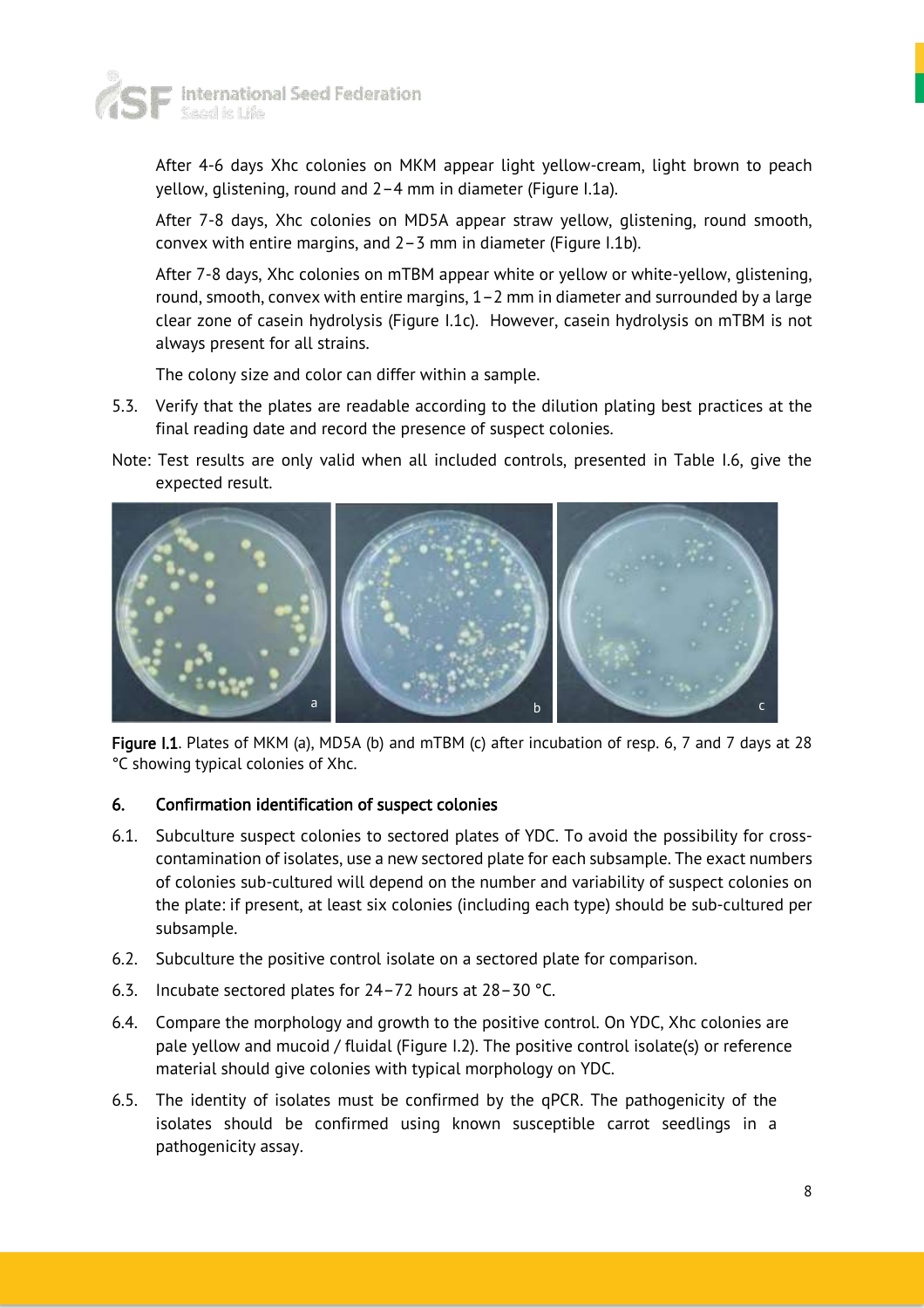After 4-6 days Xhc colonies on MKM appear light yellow-cream, light brown to peach yellow, glistening, round and 2–4 mm in diameter (Figure I.1a).

After 7-8 days, Xhc colonies on MD5A appear straw yellow, glistening, round smooth, convex with entire margins, and 2–3 mm in diameter (Figure I.1b).

After 7-8 days, Xhc colonies on mTBM appear white or yellow or white-yellow, glistening, round, smooth, convex with entire margins, 1–2 mm in diameter and surrounded by a large clear zone of casein hydrolysis (Figure I.1c). However, casein hydrolysis on mTBM is not always present for all strains.

The colony size and color can differ within a sample.

5.3. Verify that the plates are readable according to the dilution plating best practices at the final reading date and record the presence of suspect colonies.

Note: Test results are only valid when all included controls, presented in Table I.6, give the expected result.

**Figure I.1**. Plates of MKM (a), MD5A (b) and mTBM (c) after incubation of resp. 6, 7 and 7 days at 28 °C showing typical colonies of Xhc.

## 6. Confirmation identification of suspect colonies

6.1. Subculture suspect colonies to sectored plates of YDC. To avoid the possibility for cross-contamination of isolates, use a new sectored plate for each subsample. The exact numbers of colonies sub-cultured will depend on the number and variability of suspect colonies on the plate: if present, at least six colonies (including each type) should be sub-cultured per subsample.

6.2. Subculture the positive control isolate on a sectored plate for comparison.

6.3. Incubate sectored plates for 24–72 hours at 28–30 °C.

6.4. Compare the morphology and growth to the positive control. On YDC, Xhc colonies are pale yellow and mucoid / fluidal (Figure I.2). The positive control isolate(s) or reference material should give colonies with typical morphology on YDC.

6.5. The identity of isolates must be confirmed by the qPCR. The pathogenicity of the isolates should be confirmed using known susceptible carrot seedlings in a pathogenicity assay.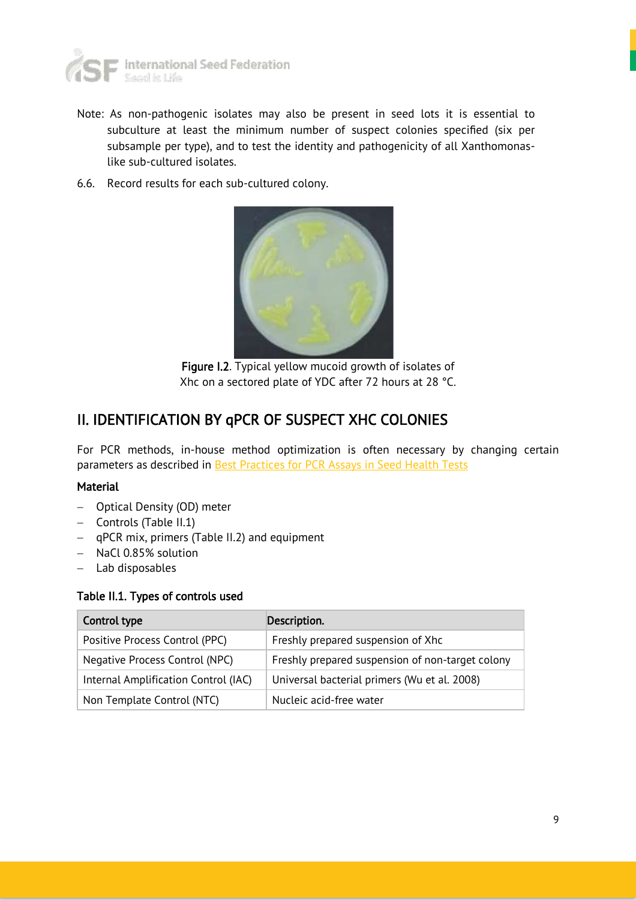Note: As non-pathogenic isolates may also be present in seed lots it is essential to subculture at least the minimum number of suspect colonies specified (six per subsample per type), and to test the identity and pathogenicity of all Xanthomonas-like sub-cultured isolates.

6.6. Record results for each sub-cultured colony.

**Figure I.2**. Typical yellow mucoid growth of isolates of Xhc on a sectored plate of YDC after 72 hours at 28 °C.

## II. IDENTIFICATION BY qPCR OF SUSPECT XHC COLONIES

For PCR methods, in-house method optimization is often necessary by changing certain parameters as described in Best Practices for PCR Assays in Seed Health Tests

### Material

- Optical Density (OD) meter
- Controls (Table II.1)
- qPCR mix, primers (Table II.2) and equipment
- NaCl 0.85% solution
- Lab disposables

**Table II.1. Types of controls used**

| Control type | Description. |
|---|---|
| Positive Process Control (PPC) | Freshly prepared suspension of Xhc |
| Negative Process Control (NPC) | Freshly prepared suspension of non-target colony |
| Internal Amplification Control (IAC) | Universal bacterial primers (Wu et al. 2008) |
| Non Template Control (NTC) | Nucleic acid-free water |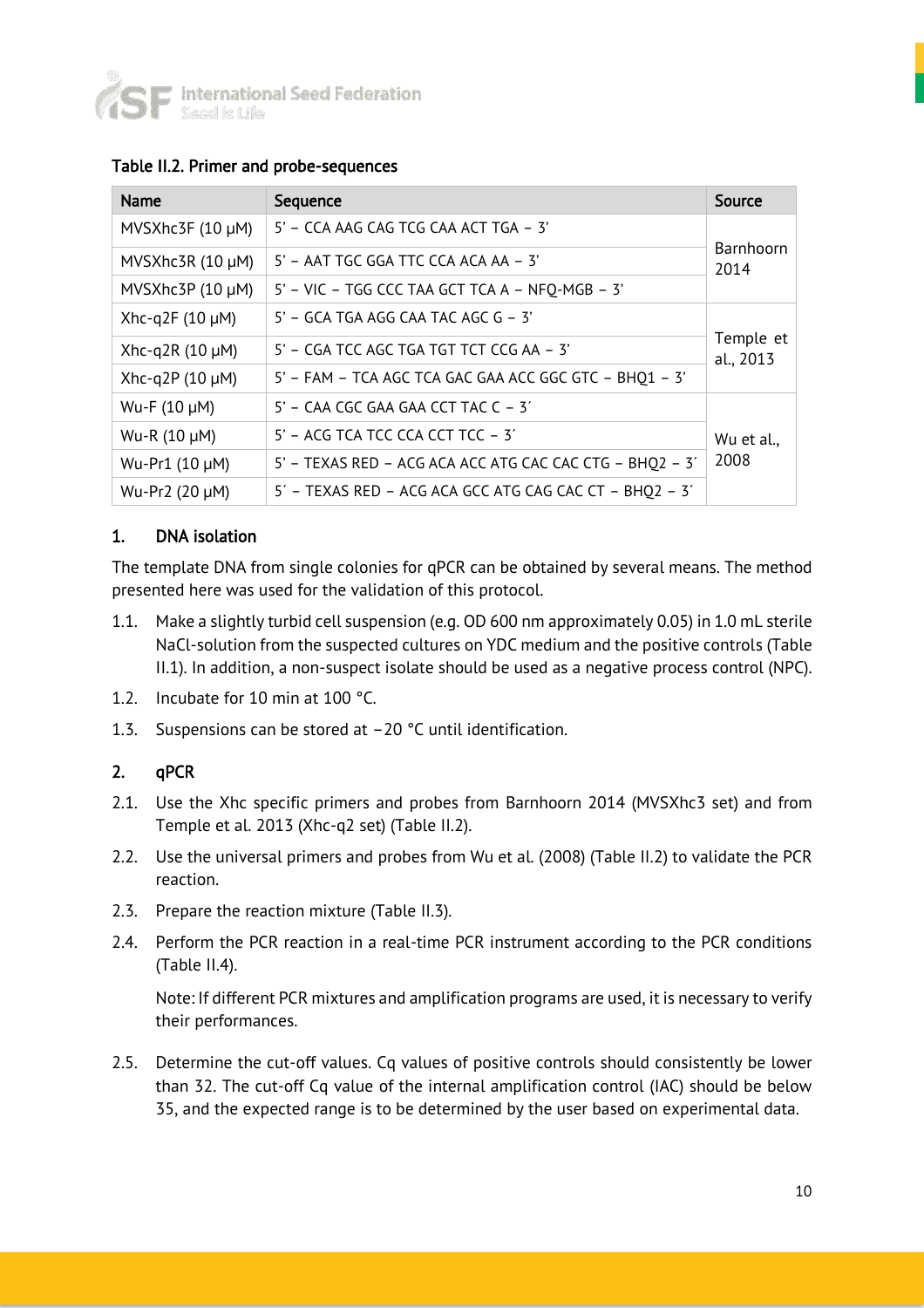Table II.2. Primer and probe-sequences

| Name | Sequence | Source |
|---|---|---|
| MVSXhc3F (10 µM) | 5' – CCA AAG CAG TCG CAA ACT TGA – 3' | Barnhoorn 2014 |
| MVSXhc3R (10 µM) | 5' – AAT TGC GGA TTC CCA ACA AA – 3' | |
| MVSXhc3P (10 µM) | 5' – VIC – TGG CCC TAA GCT TCA A – NFQ-MGB – 3' | |
| Xhc-q2F (10 µM) | 5' – GCA TGA AGG CAA TAC AGC G – 3' | Temple et al., 2013 |
| Xhc-q2R (10 µM) | 5' – CGA TCC AGC TGA TGT TCT CCG AA – 3' | |
| Xhc-q2P (10 µM) | 5' – FAM – TCA AGC TCA GAC GAA ACC GGC GTC – BHQ1 – 3' | |
| Wu-F (10 µM) | 5' – CAA CGC GAA GAA CCT TAC C – 3´ | Wu et al., 2008 |
| Wu-R (10 µM) | 5' – ACG TCA TCC CCA CCT TCC – 3´ | |
| Wu-Pr1 (10 µM) | 5' – TEXAS RED – ACG ACA ACC ATG CAC CAC CTG – BHQ2 – 3´ | |
| Wu-Pr2 (20 µM) | 5´ – TEXAS RED – ACG ACA GCC ATG CAG CAC CT – BHQ2 – 3´ | |

## 1. DNA isolation

The template DNA from single colonies for qPCR can be obtained by several means. The method presented here was used for the validation of this protocol.

1.1. Make a slightly turbid cell suspension (e.g. OD 600 nm approximately 0.05) in 1.0 mL sterile NaCl-solution from the suspected cultures on YDC medium and the positive controls (Table II.1). In addition, a non-suspect isolate should be used as a negative process control (NPC).

1.2. Incubate for 10 min at 100 °C.

1.3. Suspensions can be stored at −20 °C until identification.

## 2. qPCR

2.1. Use the Xhc specific primers and probes from Barnhoorn 2014 (MVSXhc3 set) and from Temple et al. 2013 (Xhc-q2 set) (Table II.2).

2.2. Use the universal primers and probes from Wu et al. (2008) (Table II.2) to validate the PCR reaction.

2.3. Prepare the reaction mixture (Table II.3).

2.4. Perform the PCR reaction in a real-time PCR instrument according to the PCR conditions (Table II.4).

Note: If different PCR mixtures and amplification programs are used, it is necessary to verify their performances.

2.5. Determine the cut-off values. Cq values of positive controls should consistently be lower than 32. The cut-off Cq value of the internal amplification control (IAC) should be below 35, and the expected range is to be determined by the user based on experimental data.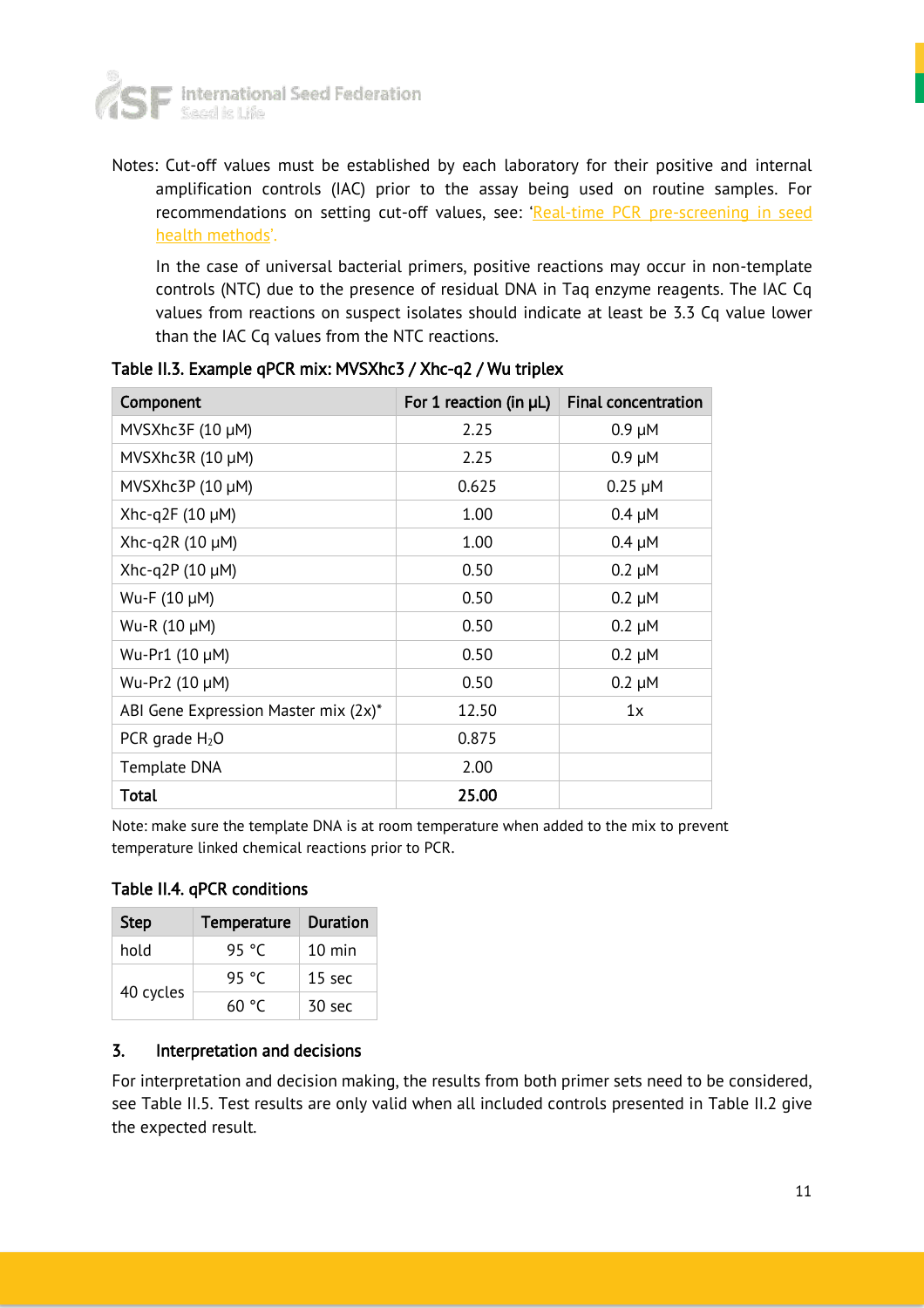Notes: Cut-off values must be established by each laboratory for their positive and internal amplification controls (IAC) prior to the assay being used on routine samples. For recommendations on setting cut-off values, see: '[Real-time PCR pre-screening in seed health methods](Real-time PCR pre-screening in seed health methods)'.

In the case of universal bacterial primers, positive reactions may occur in non-template controls (NTC) due to the presence of residual DNA in Taq enzyme reagents. The IAC Cq values from reactions on suspect isolates should indicate at least be 3.3 Cq value lower than the IAC Cq values from the NTC reactions.

**Table II.3. Example qPCR mix: MVSXhc3 / Xhc-q2 / Wu triplex**

| Component | For 1 reaction (in µL) | Final concentration |
|---|---|---|
| MVSXhc3F (10 µM) | 2.25 | 0.9 µM |
| MVSXhc3R (10 µM) | 2.25 | 0.9 µM |
| MVSXhc3P (10 µM) | 0.625 | 0.25 µM |
| Xhc-q2F (10 µM) | 1.00 | 0.4 µM |
| Xhc-q2R (10 µM) | 1.00 | 0.4 µM |
| Xhc-q2P (10 µM) | 0.50 | 0.2 µM |
| Wu-F (10 µM) | 0.50 | 0.2 µM |
| Wu-R (10 µM) | 0.50 | 0.2 µM |
| Wu-Pr1 (10 µM) | 0.50 | 0.2 µM |
| Wu-Pr2 (10 µM) | 0.50 | 0.2 µM |
| ABI Gene Expression Master mix (2x)* | 12.50 | 1x |
| PCR grade $H_2O$ | 0.875 | |
| Template DNA | 2.00 | |
| **Total** | **25.00** | |

Note: make sure the template DNA is at room temperature when added to the mix to prevent temperature linked chemical reactions prior to PCR.

**Table II.4. qPCR conditions**

| Step | Temperature | Duration |
|---|---|---|
| hold | 95 °C | 10 min |
| 40 cycles | 95 °C | 15 sec |
| | 60 °C | 30 sec |

## 3. Interpretation and decisions

For interpretation and decision making, the results from both primer sets need to be considered, see Table II.5. Test results are only valid when all included controls presented in Table II.2 give the expected result.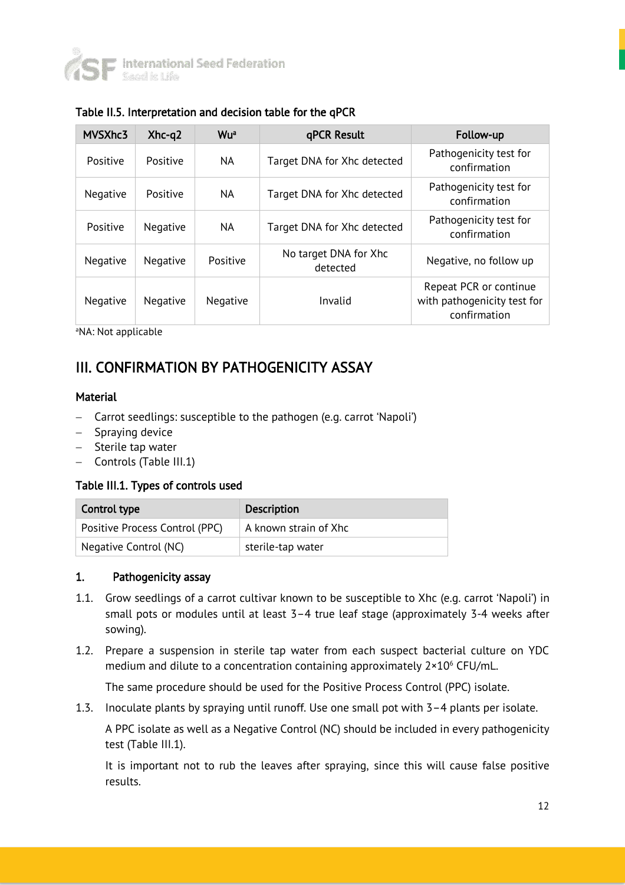**Table II.5. Interpretation and decision table for the qPCR**

| MVSXhc3 | Xhc-q2 | Wu[a] | qPCR Result | Follow-up |
|---|---|---|---|---|
| Positive | Positive | NA | Target DNA for Xhc detected | Pathogenicity test for confirmation |
| Negative | Positive | NA | Target DNA for Xhc detected | Pathogenicity test for confirmation |
| Positive | Negative | NA | Target DNA for Xhc detected | Pathogenicity test for confirmation |
| Negative | Negative | Positive | No target DNA for Xhc detected | Negative, no follow up |
| Negative | Negative | Negative | Invalid | Repeat PCR or continue with pathogenicity test for confirmation |

[a]NA: Not applicable

## III. CONFIRMATION BY PATHOGENICITY ASSAY

### Material

- Carrot seedlings: susceptible to the pathogen (e.g. carrot 'Napoli')
- Spraying device
- Sterile tap water
- Controls (Table III.1)

**Table III.1. Types of controls used**

| Control type | Description |
|---|---|
| Positive Process Control (PPC) | A known strain of Xhc |
| Negative Control (NC) | sterile-tap water |

### 1. Pathogenicity assay

1.1. Grow seedlings of a carrot cultivar known to be susceptible to Xhc (e.g. carrot 'Napoli') in small pots or modules until at least 3–4 true leaf stage (approximately 3-4 weeks after sowing).

1.2. Prepare a suspension in sterile tap water from each suspect bacterial culture on YDC medium and dilute to a concentration containing approximately $2 \times 10^6$ CFU/mL.

The same procedure should be used for the Positive Process Control (PPC) isolate.

1.3. Inoculate plants by spraying until runoff. Use one small pot with 3–4 plants per isolate.

A PPC isolate as well as a Negative Control (NC) should be included in every pathogenicity test (Table III.1).

It is important not to rub the leaves after spraying, since this will cause false positive results.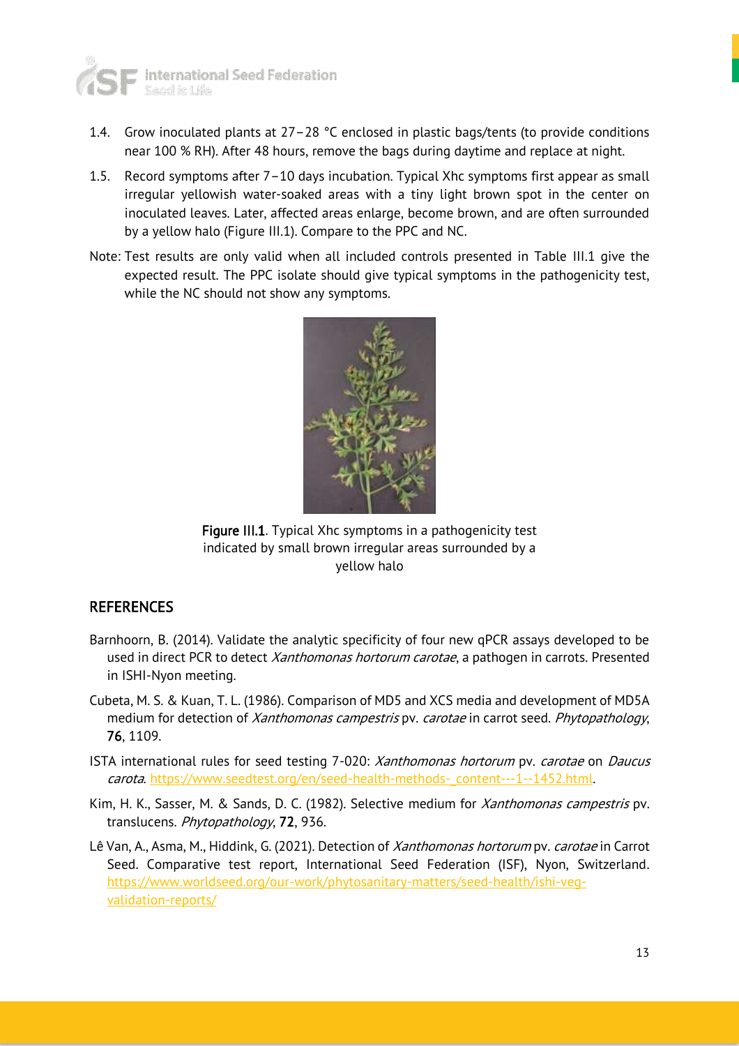1.4. Grow inoculated plants at 27–28 °C enclosed in plastic bags/tents (to provide conditions near 100 % RH). After 48 hours, remove the bags during daytime and replace at night.

1.5. Record symptoms after 7–10 days incubation. Typical Xhc symptoms first appear as small irregular yellowish water-soaked areas with a tiny light brown spot in the center on inoculated leaves. Later, affected areas enlarge, become brown, and are often surrounded by a yellow halo (Figure III.1). Compare to the PPC and NC.

Note: Test results are only valid when all included controls presented in Table III.1 give the expected result. The PPC isolate should give typical symptoms in the pathogenicity test, while the NC should not show any symptoms.

**Figure III.1**. Typical Xhc symptoms in a pathogenicity test indicated by small brown irregular areas surrounded by a yellow halo

## REFERENCES

Barnhoorn, B. (2014). Validate the analytic specificity of four new qPCR assays developed to be used in direct PCR to detect *Xanthomonas hortorum carotae*, a pathogen in carrots. Presented in ISHI-Nyon meeting.

Cubeta, M. S. & Kuan, T. L. (1986). Comparison of MD5 and XCS media and development of MD5A medium for detection of *Xanthomonas campestris* pv. *carotae* in carrot seed. *Phytopathology*, **76**, 1109.

ISTA international rules for seed testing 7-020: *Xanthomonas hortorum* pv. *carotae* on *Daucus carota*. https://www.seedtest.org/en/seed-health-methods-_content---1--1452.html.

Kim, H. K., Sasser, M. & Sands, D. C. (1982). Selective medium for *Xanthomonas campestris* pv. translucens. *Phytopathology*, **72**, 936.

Lê Van, A., Asma, M., Hiddink, G. (2021). Detection of *Xanthomonas hortorum* pv. *carotae* in Carrot Seed. Comparative test report, International Seed Federation (ISF), Nyon, Switzerland. https://www.worldseed.org/our-work/phytosanitary-matters/seed-health/ishi-veg-validation-reports/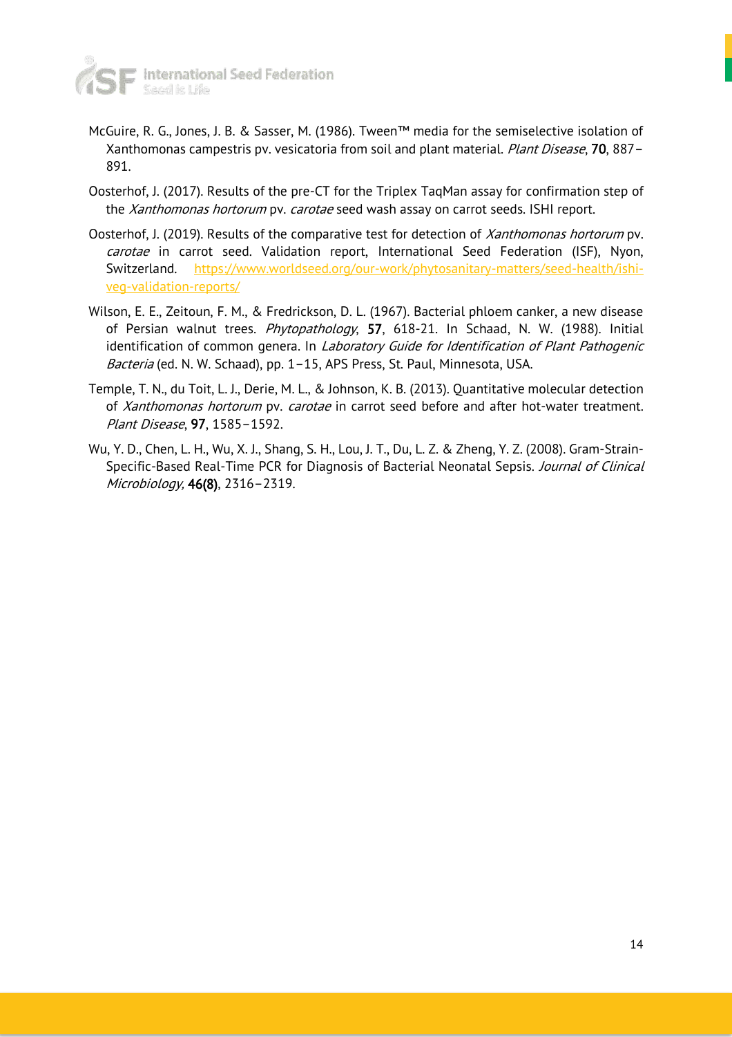McGuire, R. G., Jones, J. B. & Sasser, M. (1986). Tween™ media for the semiselective isolation of Xanthomonas campestris pv. vesicatoria from soil and plant material. *Plant Disease*, **70**, 887–891.

Oosterhof, J. (2017). Results of the pre-CT for the Triplex TaqMan assay for confirmation step of the *Xanthomonas hortorum* pv. *carotae* seed wash assay on carrot seeds. ISHI report.

Oosterhof, J. (2019). Results of the comparative test for detection of *Xanthomonas hortorum* pv. *carotae* in carrot seed. Validation report, International Seed Federation (ISF), Nyon, Switzerland. https://www.worldseed.org/our-work/phytosanitary-matters/seed-health/ishi-veg-validation-reports/

Wilson, E. E., Zeitoun, F. M., & Fredrickson, D. L. (1967). Bacterial phloem canker, a new disease of Persian walnut trees. *Phytopathology*, **57**, 618-21. In Schaad, N. W. (1988). Initial identification of common genera. In *Laboratory Guide for Identification of Plant Pathogenic Bacteria* (ed. N. W. Schaad), pp. 1–15, APS Press, St. Paul, Minnesota, USA.

Temple, T. N., du Toit, L. J., Derie, M. L., & Johnson, K. B. (2013). Quantitative molecular detection of *Xanthomonas hortorum* pv. *carotae* in carrot seed before and after hot-water treatment. *Plant Disease*, **97**, 1585–1592.

Wu, Y. D., Chen, L. H., Wu, X. J., Shang, S. H., Lou, J. T., Du, L. Z. & Zheng, Y. Z. (2008). Gram-Strain-Specific-Based Real-Time PCR for Diagnosis of Bacterial Neonatal Sepsis. *Journal of Clinical Microbiology,* **46(8)**, 2316–2319.